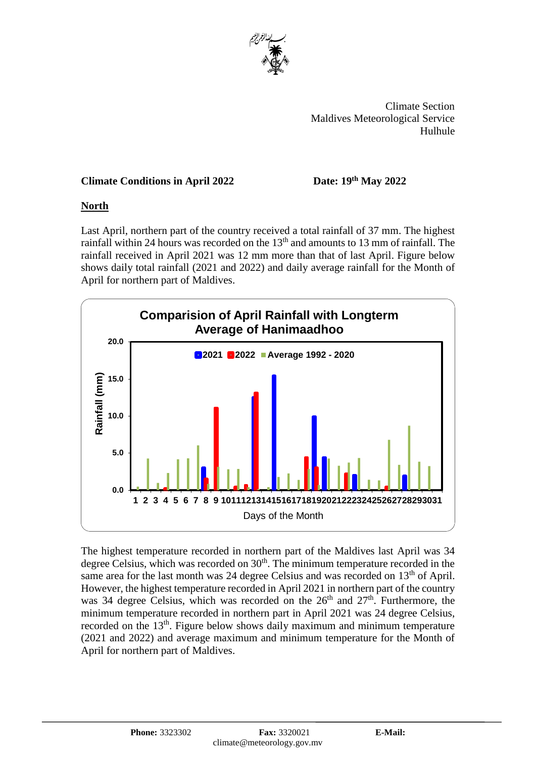Climate Section
Maldives Meteorological Service
Hulhule

**Climate Conditions in April 2022** **Date: 19th May 2022**

## North

Last April, northern part of the country received a total rainfall of 37 mm. The highest rainfall within 24 hours was recorded on the 13th and amounts to 13 mm of rainfall. The rainfall received in April 2021 was 12 mm more than that of last April. Figure below shows daily total rainfall (2021 and 2022) and daily average rainfall for the Month of April for northern part of Maldives.

The highest temperature recorded in northern part of the Maldives last April was 34 degree Celsius, which was recorded on 30th. The minimum temperature recorded in the same area for the last month was 24 degree Celsius and was recorded on 13th of April. However, the highest temperature recorded in April 2021 in northern part of the country was 34 degree Celsius, which was recorded on the 26th and 27th. Furthermore, the minimum temperature recorded in northern part in April 2021 was 24 degree Celsius, recorded on the 13th. Figure below shows daily maximum and minimum temperature (2021 and 2022) and average maximum and minimum temperature for the Month of April for northern part of Maldives.

**Phone:** 3323302 **Fax:** 3320021 **E-Mail:** climate@meteorology.gov.mv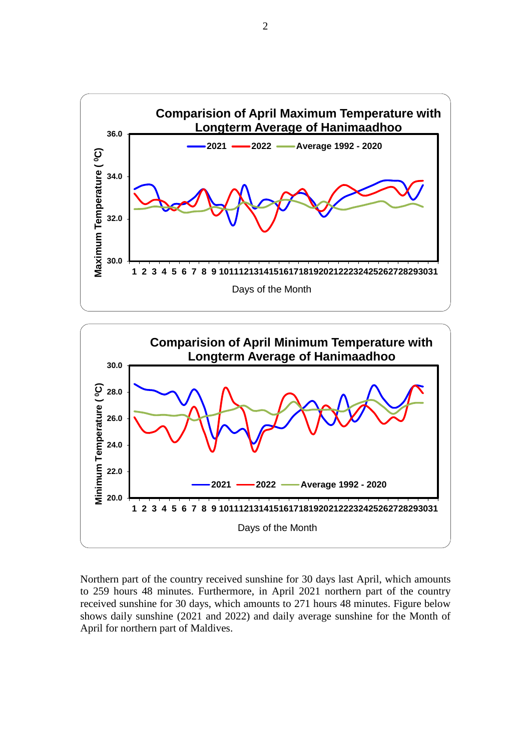**Comparision of April Maximum Temperature with Longterm Average of Hanimaadhoo**

**Comparision of April Minimum Temperature with Longterm Average of Hanimaadhoo**

Northern part of the country received sunshine for 30 days last April, which amounts to 259 hours 48 minutes. Furthermore, in April 2021 northern part of the country received sunshine for 30 days, which amounts to 271 hours 48 minutes. Figure below shows daily sunshine (2021 and 2022) and daily average sunshine for the Month of April for northern part of Maldives.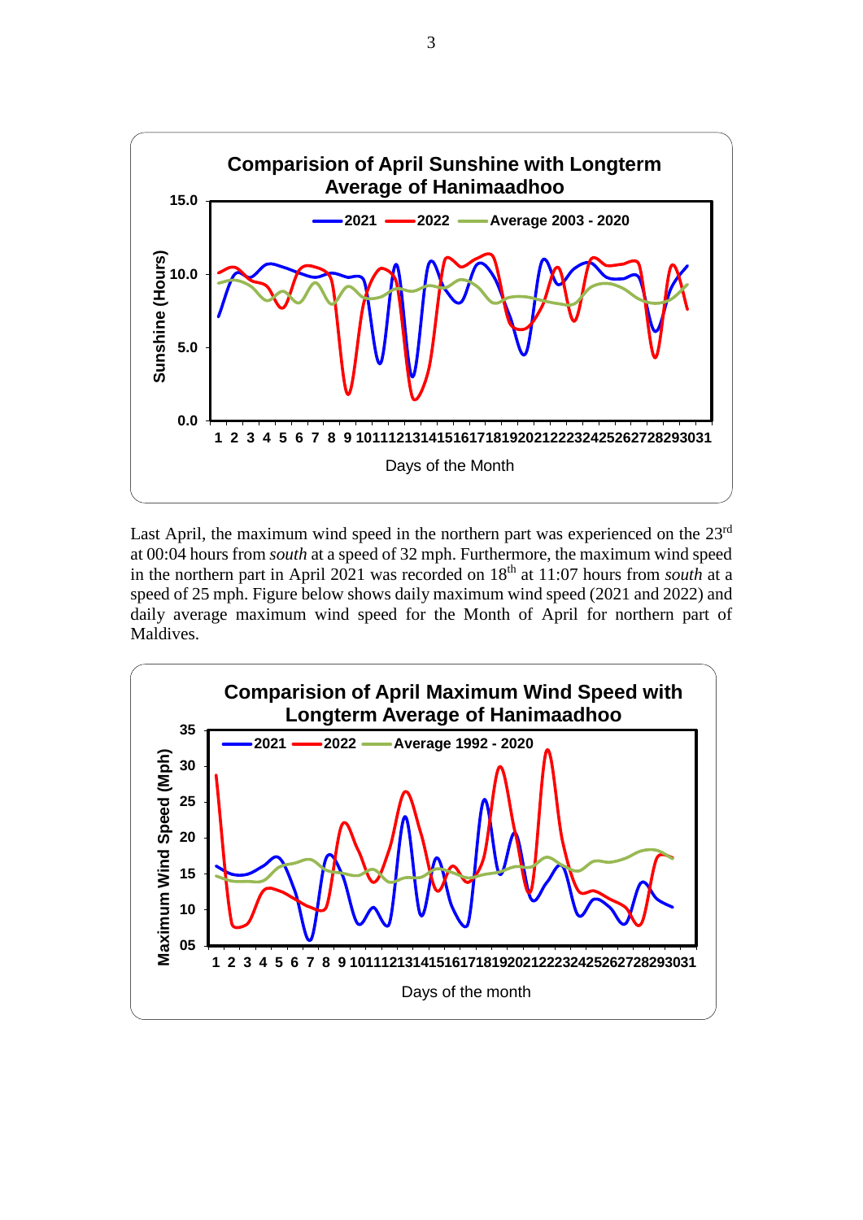**Comparision of April Sunshine with Longterm Average of Hanimaadhoo**

Last April, the maximum wind speed in the northern part was experienced on the 23rd at 00:04 hours from *south* at a speed of 32 mph. Furthermore, the maximum wind speed in the northern part in April 2021 was recorded on 18th at 11:07 hours from *south* at a speed of 25 mph. Figure below shows daily maximum wind speed (2021 and 2022) and daily average maximum wind speed for the Month of April for northern part of Maldives.

**Comparision of April Maximum Wind Speed with Longterm Average of Hanimaadhoo**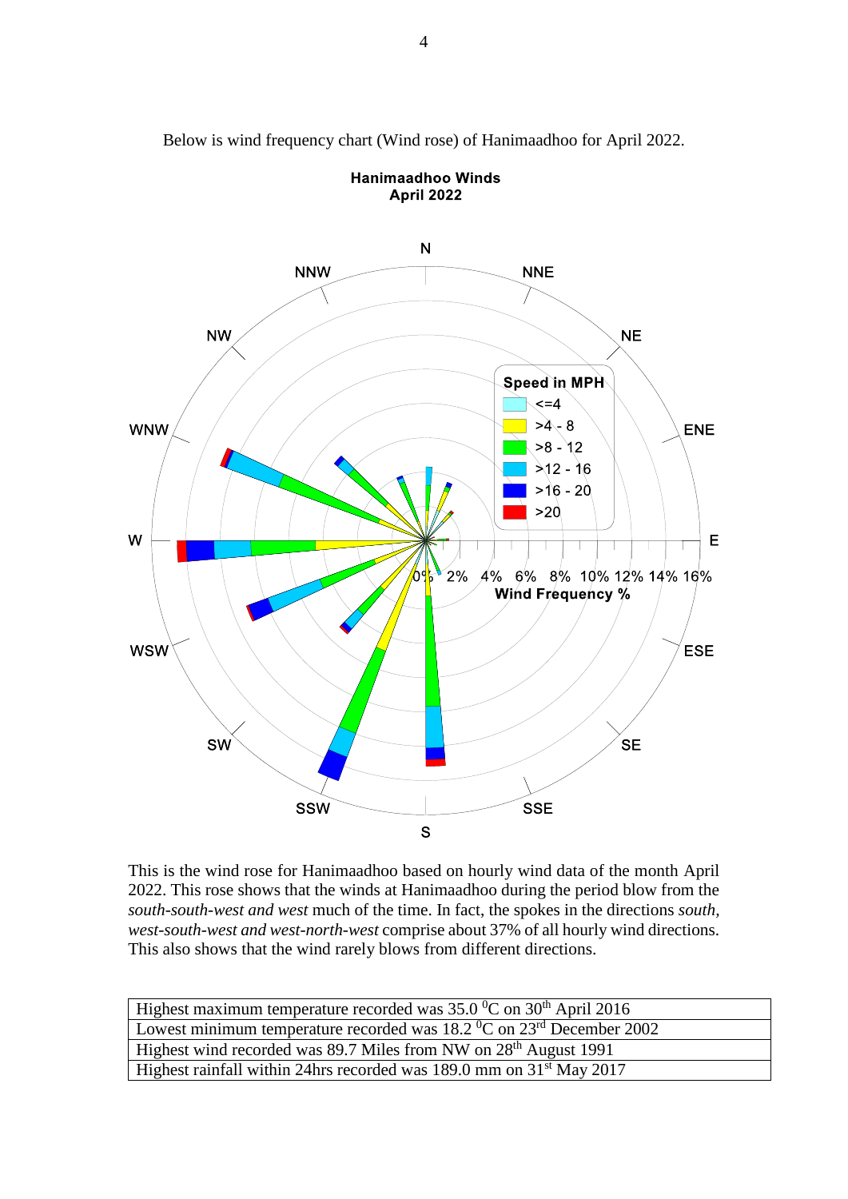Below is wind frequency chart (Wind rose) of Hanimaadhoo for April 2022.

This is the wind rose for Hanimaadhoo based on hourly wind data of the month April 2022. This rose shows that the winds at Hanimaadhoo during the period blow from the *south-south-west and west* much of the time. In fact, the spokes in the directions *south, west-south-west and west-north-west* comprise about 37% of all hourly wind directions. This also shows that the wind rarely blows from different directions.

| Highest maximum temperature recorded was 35.0 $^{0}$C on 30th April 2016 |
|---|
| Lowest minimum temperature recorded was 18.2 $^{0}$C on 23rd December 2002 |
| Highest wind recorded was 89.7 Miles from NW on 28th August 1991 |
| Highest rainfall within 24hrs recorded was 189.0 mm on 31st May 2017 |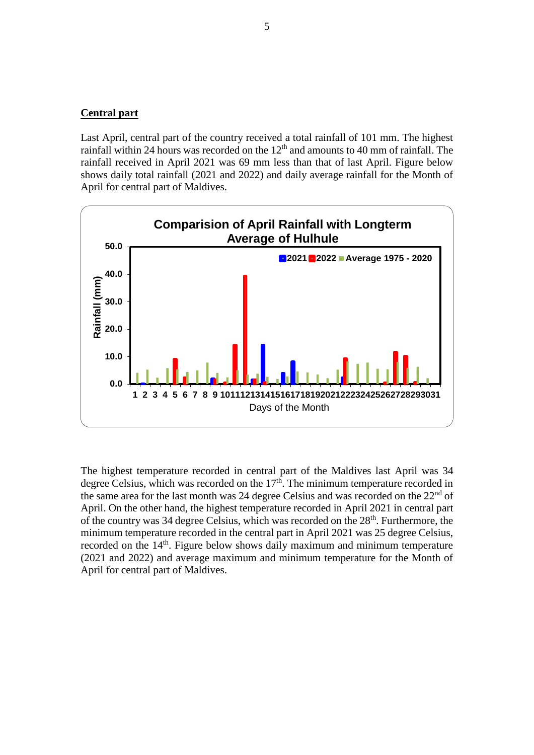**Central part**

Last April, central part of the country received a total rainfall of 101 mm. The highest rainfall within 24 hours was recorded on the 12th and amounts to 40 mm of rainfall. The rainfall received in April 2021 was 69 mm less than that of last April. Figure below shows daily total rainfall (2021 and 2022) and daily average rainfall for the Month of April for central part of Maldives.

**Comparision of April Rainfall with Longterm Average of Hulhule**

The highest temperature recorded in central part of the Maldives last April was 34 degree Celsius, which was recorded on the 17th. The minimum temperature recorded in the same area for the last month was 24 degree Celsius and was recorded on the 22nd of April. On the other hand, the highest temperature recorded in April 2021 in central part of the country was 34 degree Celsius, which was recorded on the 28th. Furthermore, the minimum temperature recorded in the central part in April 2021 was 25 degree Celsius, recorded on the 14th. Figure below shows daily maximum and minimum temperature (2021 and 2022) and average maximum and minimum temperature for the Month of April for central part of Maldives.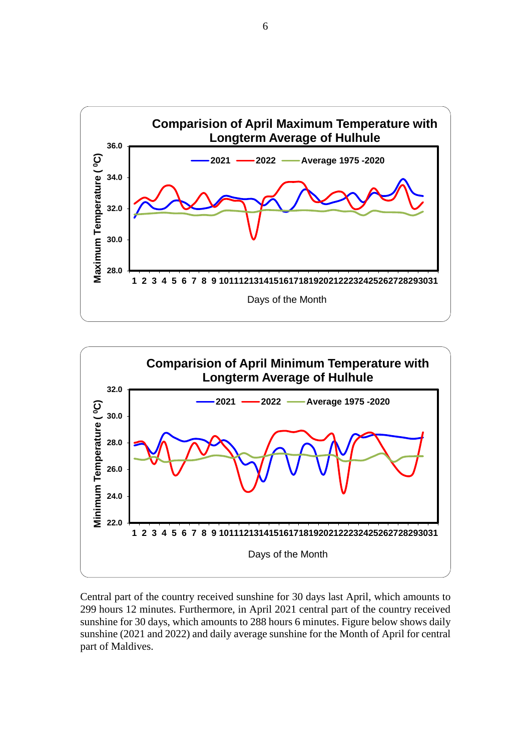Central part of the country received sunshine for 30 days last April, which amounts to 299 hours 12 minutes. Furthermore, in April 2021 central part of the country received sunshine for 30 days, which amounts to 288 hours 6 minutes. Figure below shows daily sunshine (2021 and 2022) and daily average sunshine for the Month of April for central part of Maldives.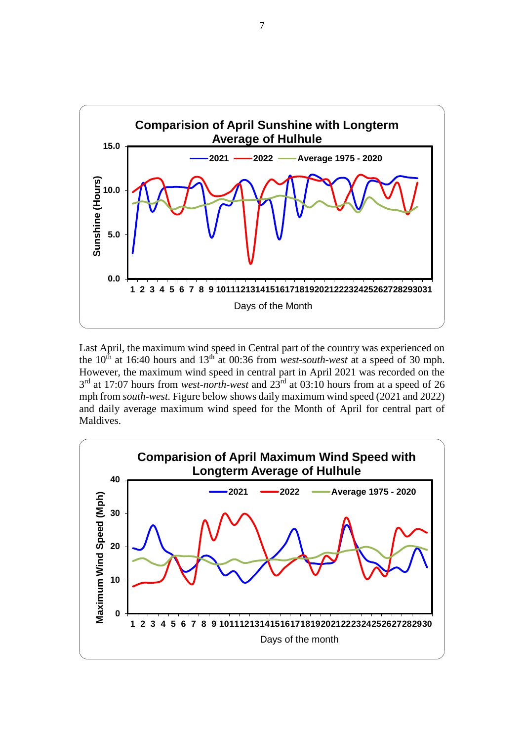**Comparision of April Sunshine with Longterm Average of Hulhule**

Last April, the maximum wind speed in Central part of the country was experienced on the 10th at 16:40 hours and 13th at 00:36 from *west-south-west* at a speed of 30 mph. However, the maximum wind speed in central part in April 2021 was recorded on the 3rd at 17:07 hours from *west-north-west* and 23rd at 03:10 hours from at a speed of 26 mph from *south-west.* Figure below shows daily maximum wind speed (2021 and 2022) and daily average maximum wind speed for the Month of April for central part of Maldives.

**Comparision of April Maximum Wind Speed with Longterm Average of Hulhule**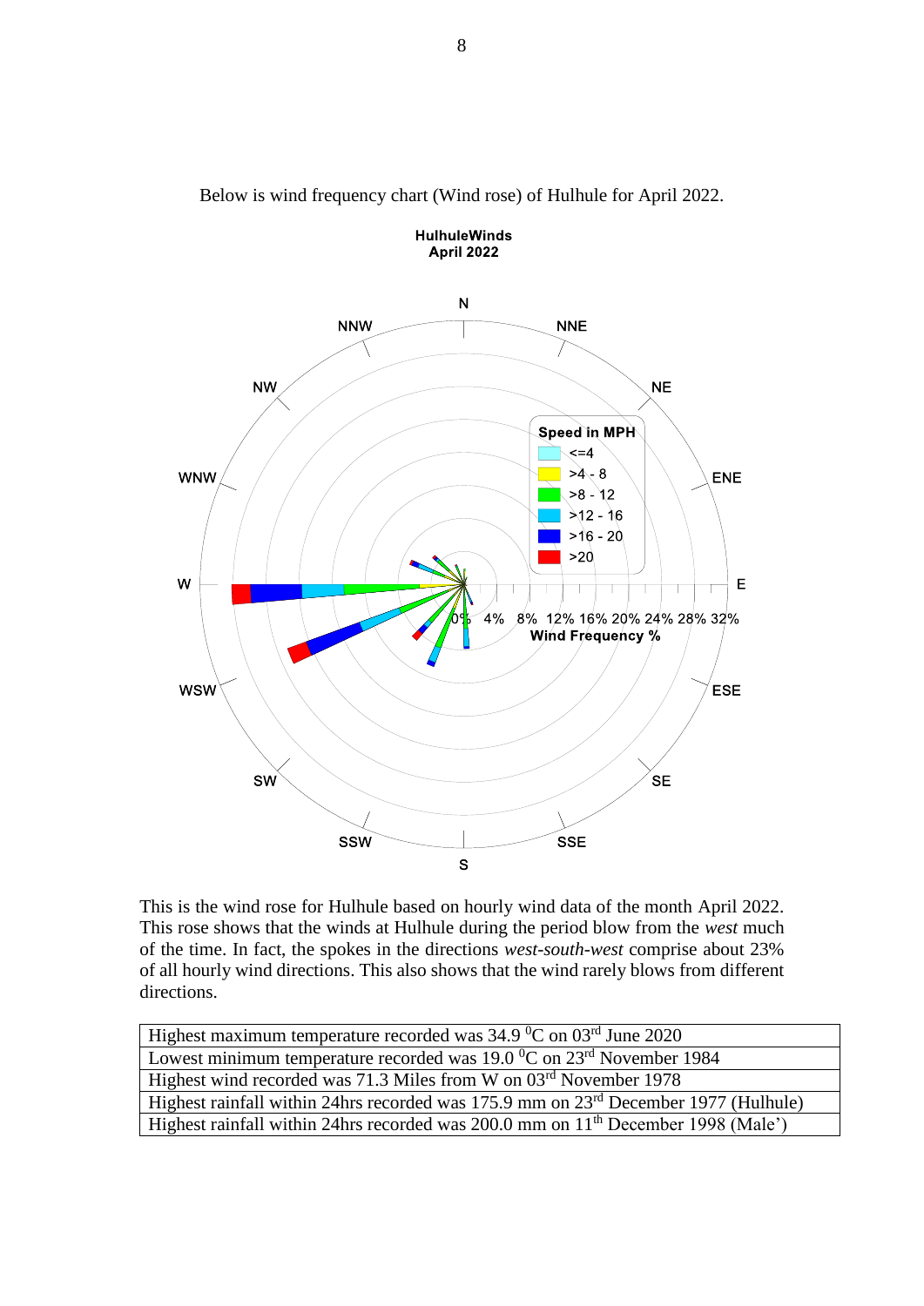Below is wind frequency chart (Wind rose) of Hulhule for April 2022.

This is the wind rose for Hulhule based on hourly wind data of the month April 2022. This rose shows that the winds at Hulhule during the period blow from the *west* much of the time. In fact, the spokes in the directions *west-south-west* comprise about 23% of all hourly wind directions. This also shows that the wind rarely blows from different directions.

| Highest maximum temperature recorded was 34.9 $^{0}$C on 03[rd] June 2020 |
|---|
| Lowest minimum temperature recorded was 19.0 $^{0}$C on 23[rd] November 1984 |
| Highest wind recorded was 71.3 Miles from W on 03[rd] November 1978 |
| Highest rainfall within 24hrs recorded was 175.9 mm on 23[rd] December 1977 (Hulhule) |
| Highest rainfall within 24hrs recorded was 200.0 mm on 11[th] December 1998 (Male') |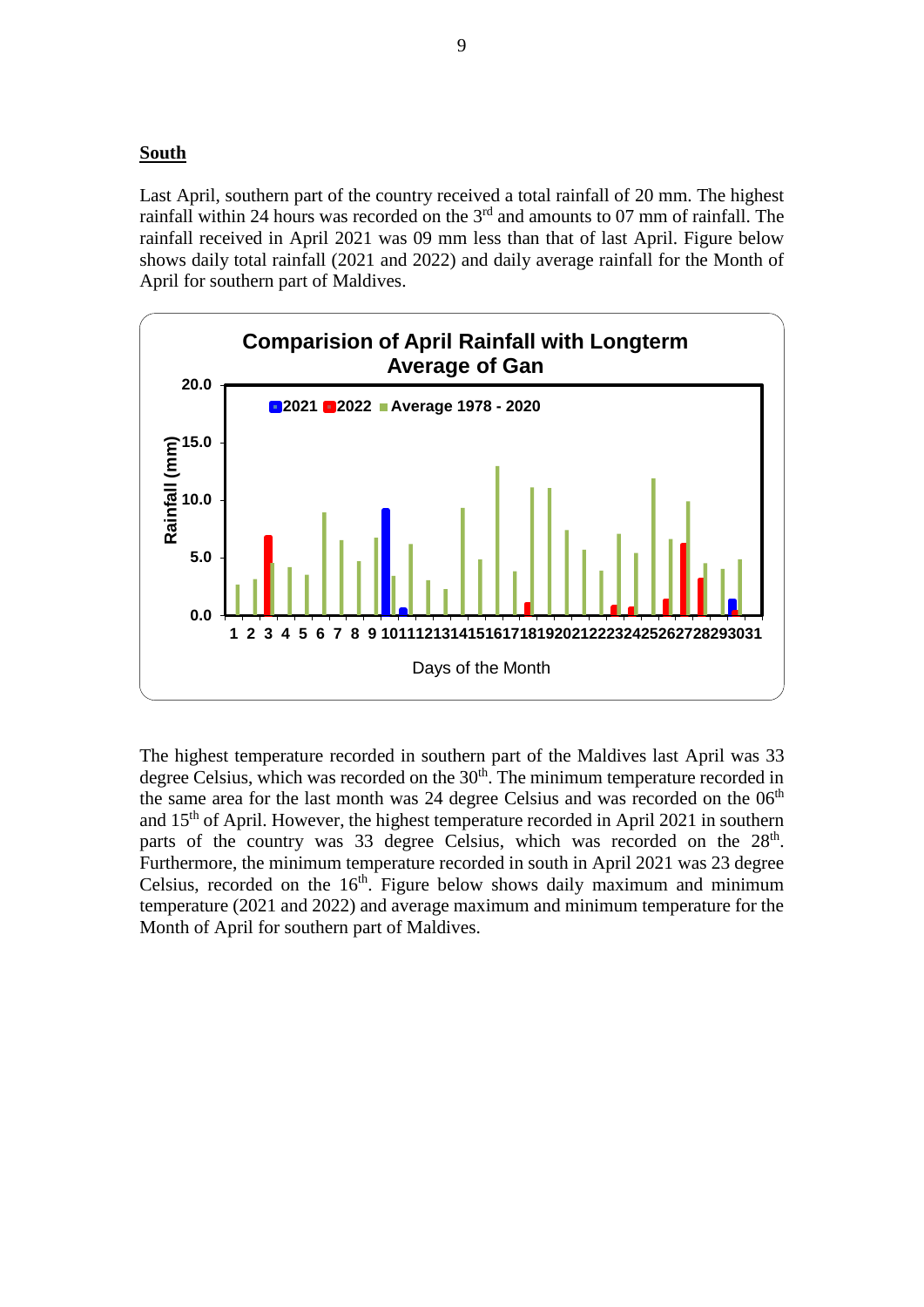## South

Last April, southern part of the country received a total rainfall of 20 mm. The highest rainfall within 24 hours was recorded on the 3rd and amounts to 07 mm of rainfall. The rainfall received in April 2021 was 09 mm less than that of last April. Figure below shows daily total rainfall (2021 and 2022) and daily average rainfall for the Month of April for southern part of Maldives.

The highest temperature recorded in southern part of the Maldives last April was 33 degree Celsius, which was recorded on the 30th. The minimum temperature recorded in the same area for the last month was 24 degree Celsius and was recorded on the 06th and 15th of April. However, the highest temperature recorded in April 2021 in southern parts of the country was 33 degree Celsius, which was recorded on the 28th. Furthermore, the minimum temperature recorded in south in April 2021 was 23 degree Celsius, recorded on the 16th. Figure below shows daily maximum and minimum temperature (2021 and 2022) and average maximum and minimum temperature for the Month of April for southern part of Maldives.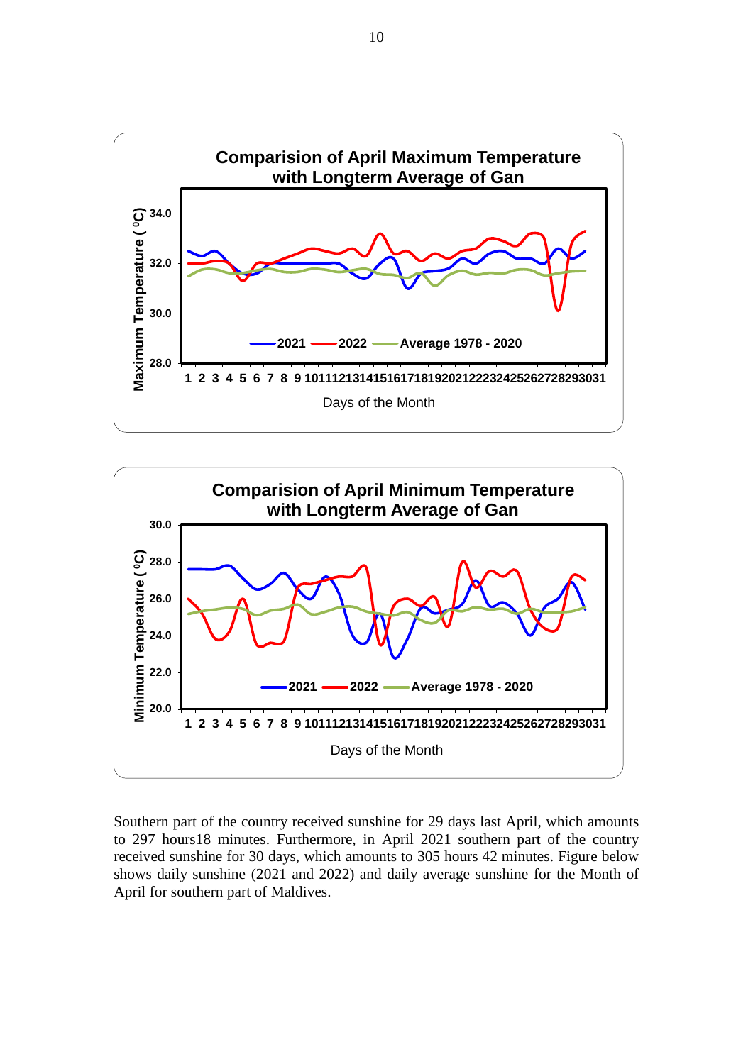Comparision of April Maximum Temperature with Longterm Average of Gan

Comparision of April Minimum Temperature with Longterm Average of Gan

Southern part of the country received sunshine for 29 days last April, which amounts to 297 hours18 minutes. Furthermore, in April 2021 southern part of the country received sunshine for 30 days, which amounts to 305 hours 42 minutes. Figure below shows daily sunshine (2021 and 2022) and daily average sunshine for the Month of April for southern part of Maldives.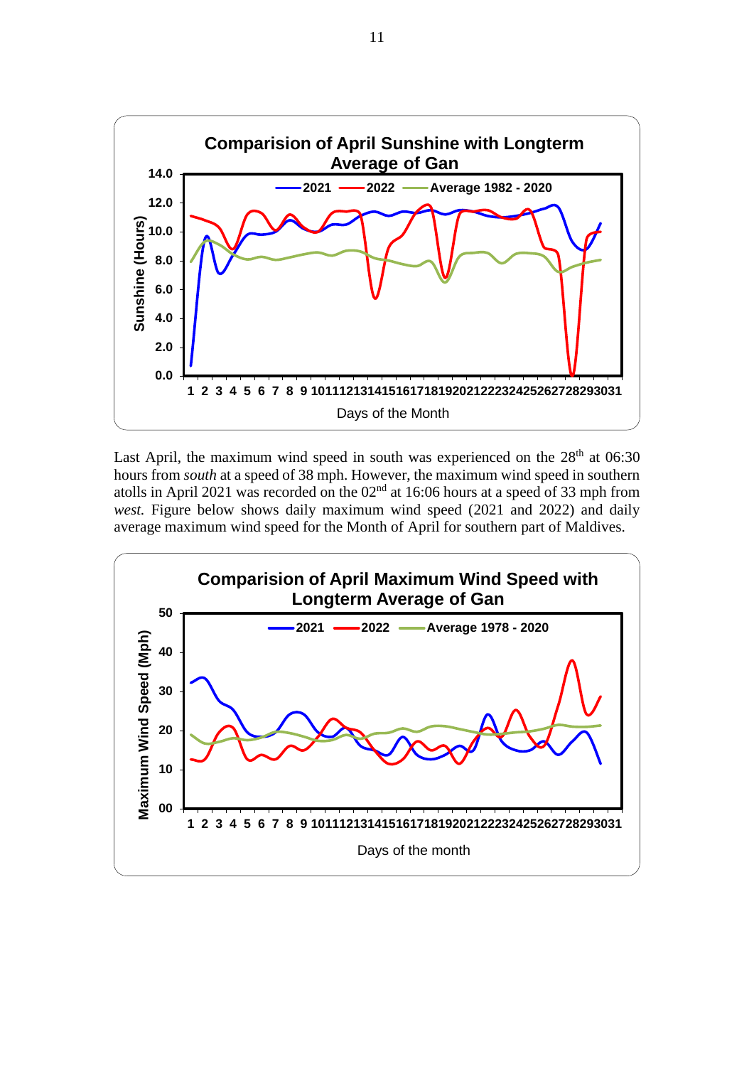**Comparision of April Sunshine with Longterm Average of Gan**

Last April, the maximum wind speed in south was experienced on the 28th at 06:30 hours from *south* at a speed of 38 mph. However, the maximum wind speed in southern atolls in April 2021 was recorded on the 02nd at 16:06 hours at a speed of 33 mph from *west.* Figure below shows daily maximum wind speed (2021 and 2022) and daily average maximum wind speed for the Month of April for southern part of Maldives.

**Comparision of April Maximum Wind Speed with Longterm Average of Gan**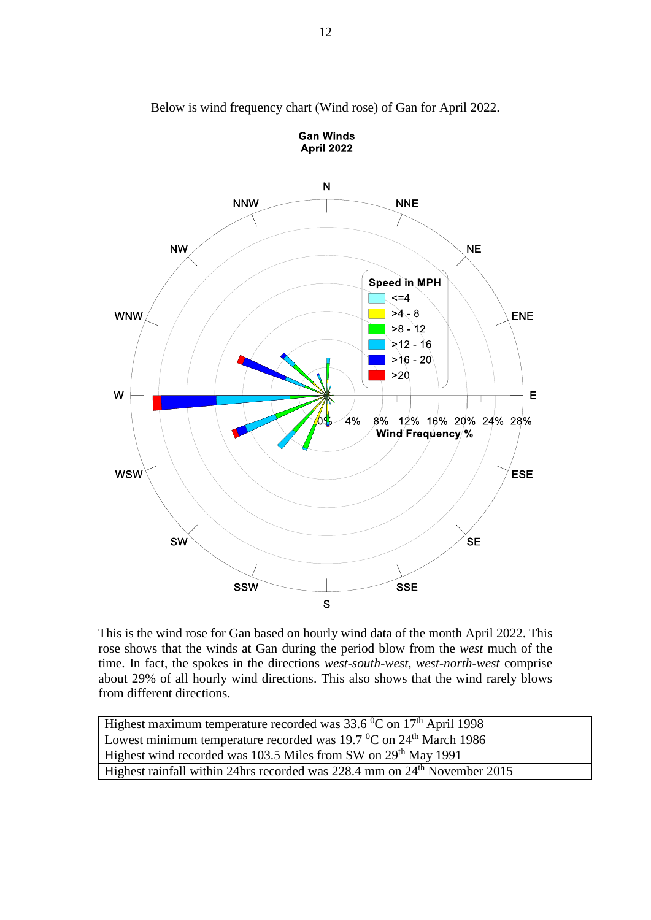Below is wind frequency chart (Wind rose) of Gan for April 2022.

Gan Winds
April 2022

N
NNE
NE
ENE
E
ESE
SE
SSE
S
SSW
SW
WSW
W
WNW
NW
NNW

Speed in MPH
<=4
>4 - 8
>8 - 12
>12 - 16
>16 - 20
>20

0% 4% 8% 12% 16% 20% 24% 28%
Wind Frequency %

This is the wind rose for Gan based on hourly wind data of the month April 2022. This rose shows that the winds at Gan during the period blow from the *west* much of the time. In fact, the spokes in the directions *west-south-west, west-north-west* comprise about 29% of all hourly wind directions. This also shows that the wind rarely blows from different directions.

| |
|---|
| Highest maximum temperature recorded was 33.6 $^{0}$C on 17$^{th}$ April 1998 |
| Lowest minimum temperature recorded was 19.7 $^{0}$C on 24$^{th}$ March 1986 |
| Highest wind recorded was 103.5 Miles from SW on 29$^{th}$ May 1991 |
| Highest rainfall within 24hrs recorded was 228.4 mm on 24$^{th}$ November 2015 |